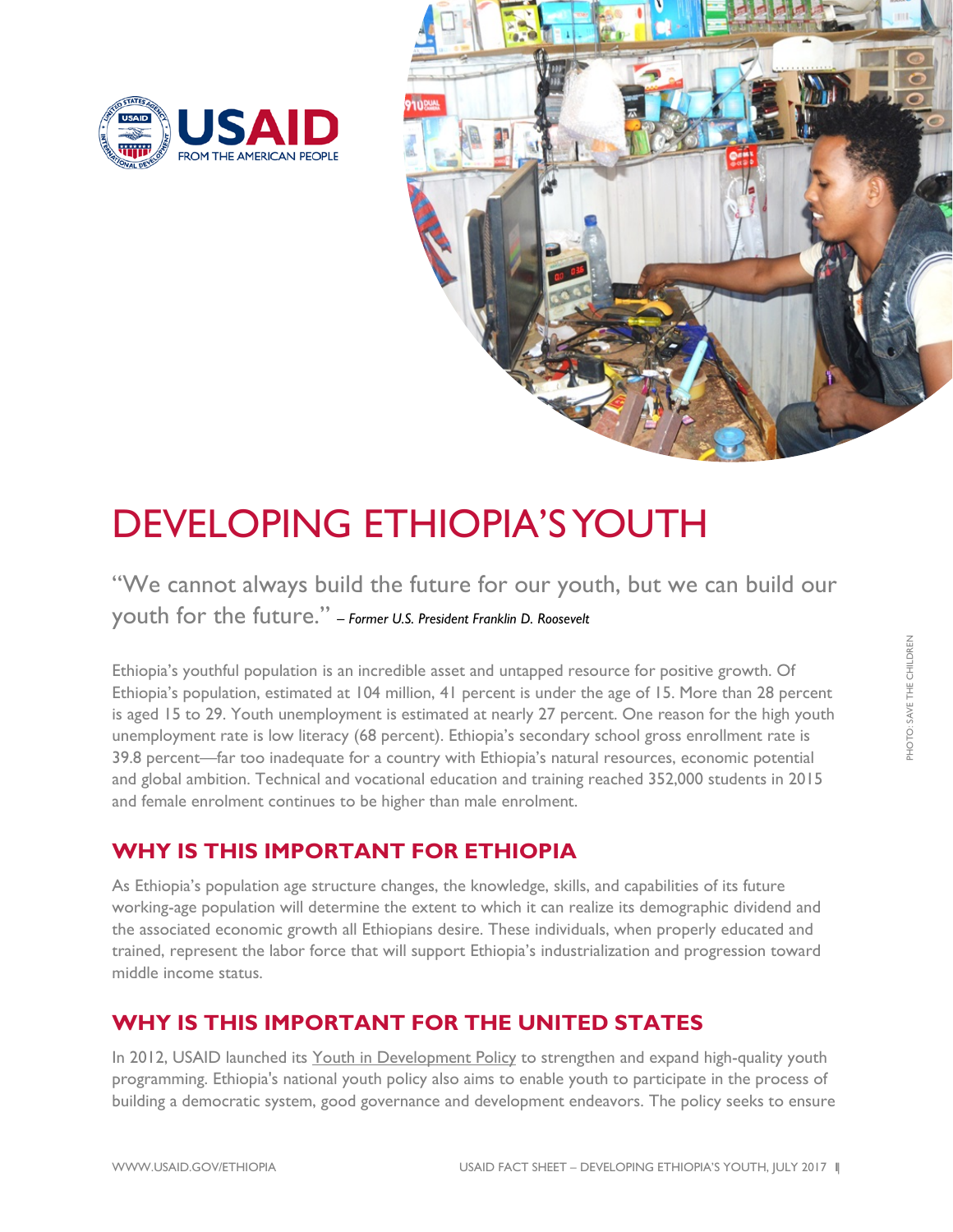# DEVELOPING ETHIOPIA'S YOUTH

"We cannot always build the future for our youth, but we can build our youth for the future." *– Former U.S. President Franklin D. Roosevelt*

Ethiopia's youthful population is an incredible asset and untapped resource for positive growth. Of Ethiopia's population, estimated at 104 million, 41 percent is under the age of 15. More than 28 percent is aged 15 to 29. Youth unemployment is estimated at nearly 27 percent. One reason for the high youth unemployment rate is low literacy (68 percent). Ethiopia's secondary school gross enrollment rate is 39.8 percent—far too inadequate for a country with Ethiopia's natural resources, economic potential and global ambition. Technical and vocational education and training reached 352,000 students in 2015 and female enrolment continues to be higher than male enrolment.

## WHY IS THIS IMPORTANT FOR ETHIOPIA

As Ethiopia's population age structure changes, the knowledge, skills, and capabilities of its future working-age population will determine the extent to which it can realize its demographic dividend and the associated economic growth all Ethiopians desire. These individuals, when properly educated and trained, represent the labor force that will support Ethiopia's industrialization and progression toward middle income status.

## WHY IS THIS IMPORTANT FOR THE UNITED STATES

In 2012, USAID launched its Youth in Development Policy to strengthen and expand high-quality youth programming. Ethiopia's national youth policy also aims to enable youth to participate in the process of building a democratic system, good governance and development endeavors. The policy seeks to ensure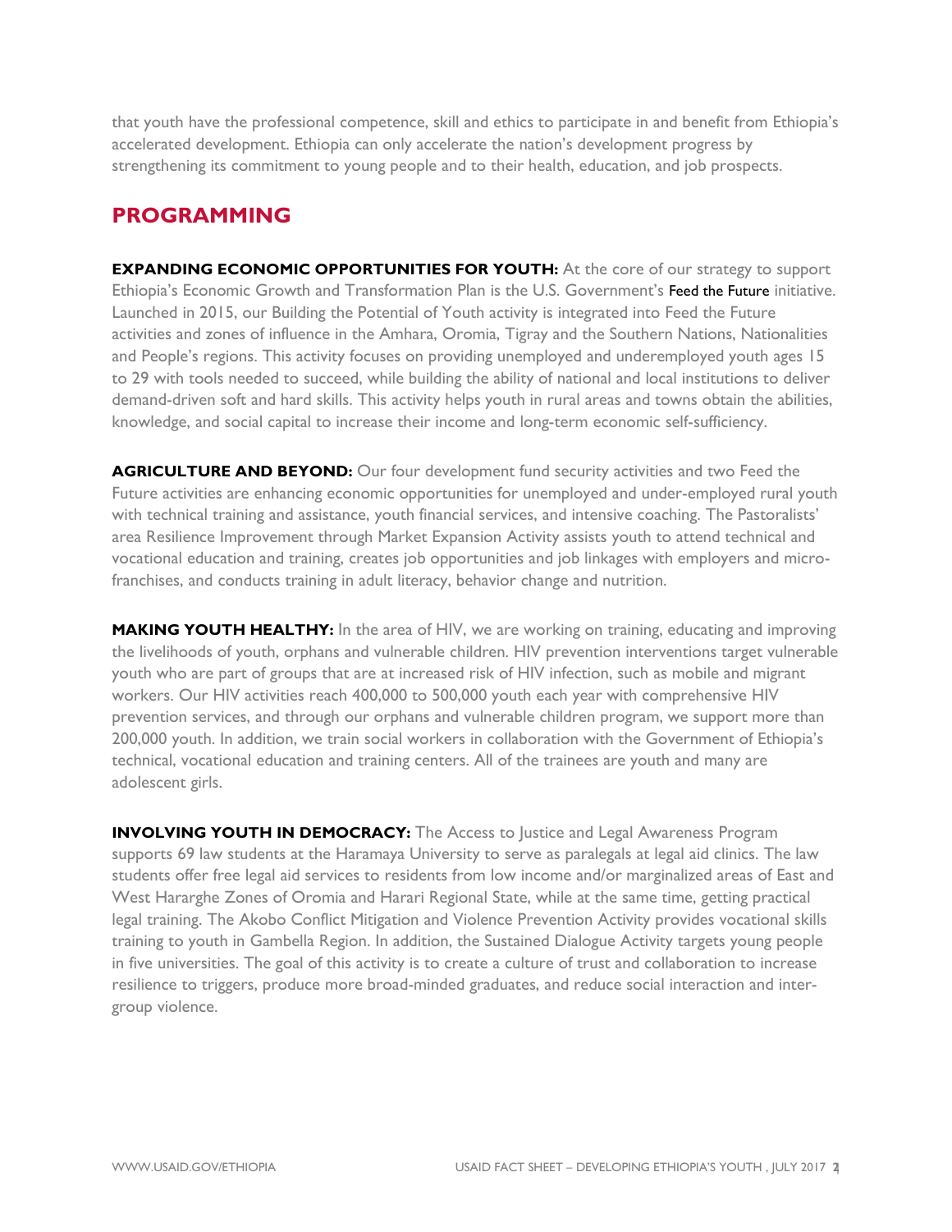that youth have the professional competence, skill and ethics to participate in and benefit from Ethiopia's accelerated development. Ethiopia can only accelerate the nation's development progress by strengthening its commitment to young people and to their health, education, and job prospects.

## PROGRAMMING

**EXPANDING ECONOMIC OPPORTUNITIES FOR YOUTH:** At the core of our strategy to support Ethiopia's Economic Growth and Transformation Plan is the U.S. Government's Feed the Future initiative. Launched in 2015, our Building the Potential of Youth activity is integrated into Feed the Future activities and zones of influence in the Amhara, Oromia, Tigray and the Southern Nations, Nationalities and People's regions. This activity focuses on providing unemployed and underemployed youth ages 15 to 29 with tools needed to succeed, while building the ability of national and local institutions to deliver demand-driven soft and hard skills. This activity helps youth in rural areas and towns obtain the abilities, knowledge, and social capital to increase their income and long-term economic self-sufficiency.

**AGRICULTURE AND BEYOND:** Our four development fund security activities and two Feed the Future activities are enhancing economic opportunities for unemployed and under-employed rural youth with technical training and assistance, youth financial services, and intensive coaching. The Pastoralists' area Resilience Improvement through Market Expansion Activity assists youth to attend technical and vocational education and training, creates job opportunities and job linkages with employers and micro-franchises, and conducts training in adult literacy, behavior change and nutrition.

**MAKING YOUTH HEALTHY:** In the area of HIV, we are working on training, educating and improving the livelihoods of youth, orphans and vulnerable children. HIV prevention interventions target vulnerable youth who are part of groups that are at increased risk of HIV infection, such as mobile and migrant workers. Our HIV activities reach 400,000 to 500,000 youth each year with comprehensive HIV prevention services, and through our orphans and vulnerable children program, we support more than 200,000 youth. In addition, we train social workers in collaboration with the Government of Ethiopia's technical, vocational education and training centers. All of the trainees are youth and many are adolescent girls.

**INVOLVING YOUTH IN DEMOCRACY:** The Access to Justice and Legal Awareness Program supports 69 law students at the Haramaya University to serve as paralegals at legal aid clinics. The law students offer free legal aid services to residents from low income and/or marginalized areas of East and West Hararghe Zones of Oromia and Harari Regional State, while at the same time, getting practical legal training. The Akobo Conflict Mitigation and Violence Prevention Activity provides vocational skills training to youth in Gambella Region. In addition, the Sustained Dialogue Activity targets young people in five universities. The goal of this activity is to create a culture of trust and collaboration to increase resilience to triggers, produce more broad-minded graduates, and reduce social interaction and inter-group violence.